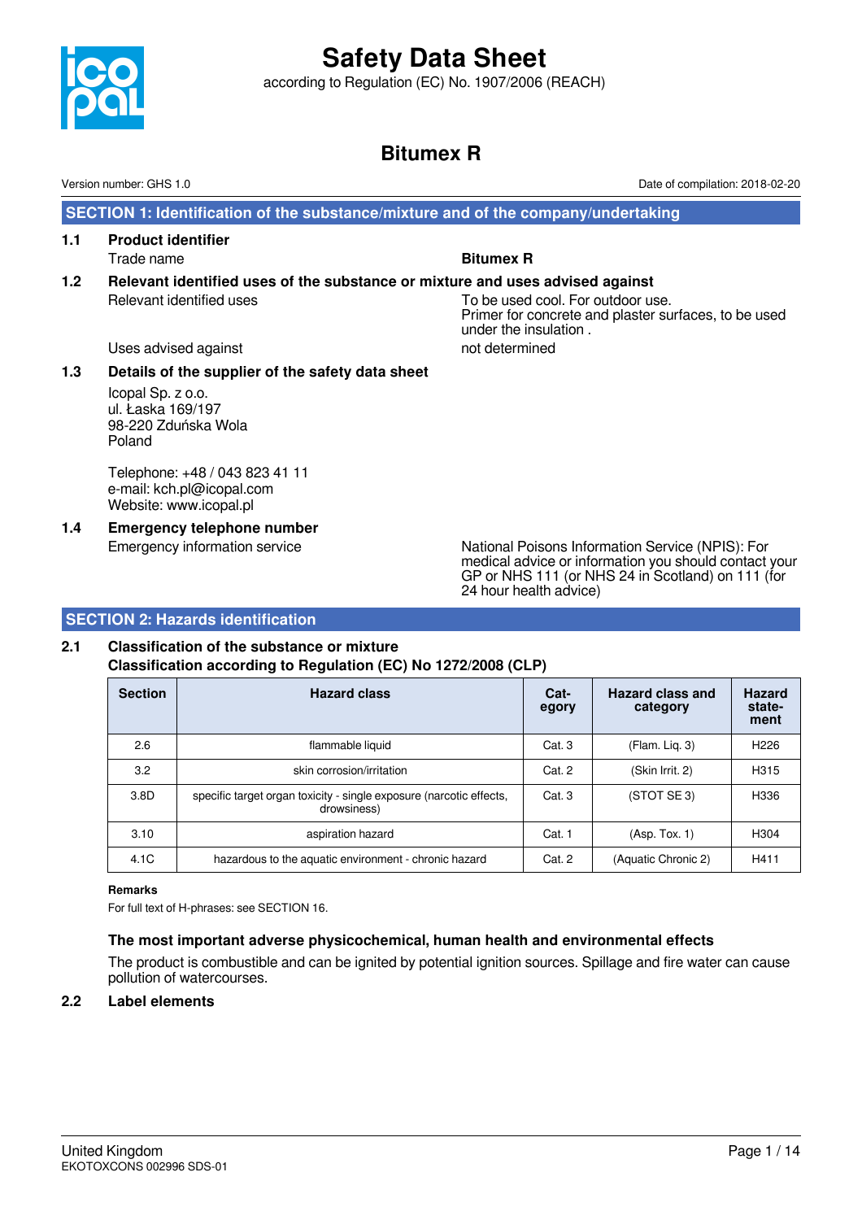# Safety Data Sheet

according to Regulation (EC) No. 1907/2006 (REACH)

## Bitumex R

Version number: GHS 1.0

Date of compilation: 2018-02-20

## SECTION 1: Identification of the substance/mixture and of the company/undertaking

### 1.1 Product identifier

Trade name: **Bitumex R**

### 1.2 Relevant identified uses of the substance or mixture and uses advised against

Relevant identified uses: To be used cool. For outdoor use.
Primer for concrete and plaster surfaces, to be used under the insulation .

Uses advised against: not determined

### 1.3 Details of the supplier of the safety data sheet

Icopal Sp. z o.o.
ul. Łaska 169/197
98-220 Zduńska Wola
Poland

Telephone: +48 / 043 823 41 11
e-mail: kch.pl@icopal.com
Website: www.icopal.pl

### 1.4 Emergency telephone number

Emergency information service: National Poisons Information Service (NPIS): For medical advice or information you should contact your GP or NHS 111 (or NHS 24 in Scotland) on 111 (for 24 hour health advice)

## SECTION 2: Hazards identification

### 2.1 Classification of the substance or mixture

**Classification according to Regulation (EC) No 1272/2008 (CLP)**

| Section | Hazard class | Category | Hazard class and category | Hazard statement |
|---|---|---|---|---|
| 2.6 | flammable liquid | Cat. 3 | (Flam. Liq. 3) | H226 |
| 3.2 | skin corrosion/irritation | Cat. 2 | (Skin Irrit. 2) | H315 |
| 3.8D | specific target organ toxicity - single exposure (narcotic effects, drowsiness) | Cat. 3 | (STOT SE 3) | H336 |
| 3.10 | aspiration hazard | Cat. 1 | (Asp. Tox. 1) | H304 |
| 4.1C | hazardous to the aquatic environment - chronic hazard | Cat. 2 | (Aquatic Chronic 2) | H411 |

**Remarks**

For full text of H-phrases: see SECTION 16.

**The most important adverse physicochemical, human health and environmental effects**

The product is combustible and can be ignited by potential ignition sources. Spillage and fire water can cause pollution of watercourses.

### 2.2 Label elements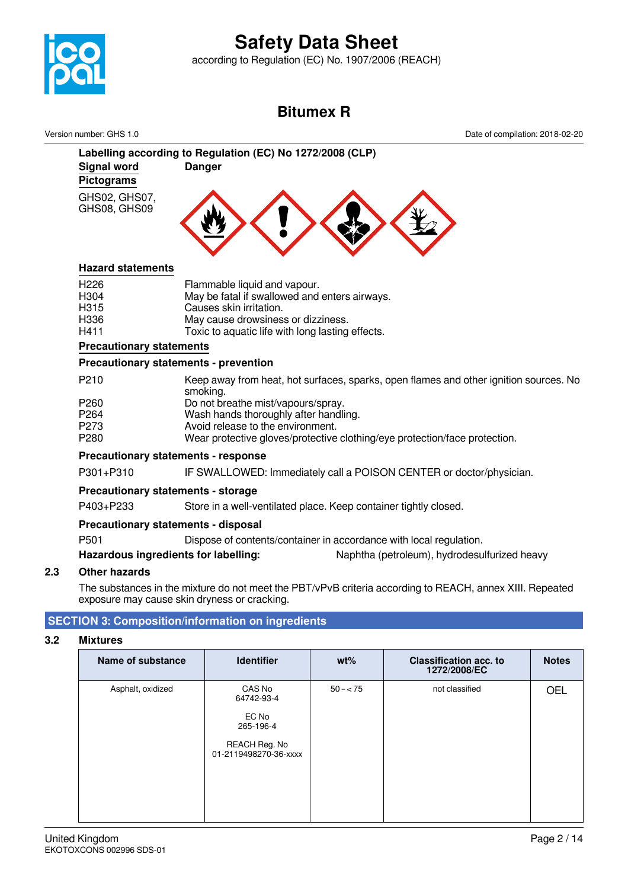**Labelling according to Regulation (EC) No 1272/2008 (CLP)**

**Signal word** **Danger**

**Pictograms**

GHS02, GHS07, GHS08, GHS09

**Hazard statements**

| | |
|---|---|
| H226 | Flammable liquid and vapour. |
| H304 | May be fatal if swallowed and enters airways. |
| H315 | Causes skin irritation. |
| H336 | May cause drowsiness or dizziness. |
| H411 | Toxic to aquatic life with long lasting effects. |

**Precautionary statements**

**Precautionary statements - prevention**

| | |
|---|---|
| P210 | Keep away from heat, hot surfaces, sparks, open flames and other ignition sources. No smoking. |
| P260 | Do not breathe mist/vapours/spray. |
| P264 | Wash hands thoroughly after handling. |
| P273 | Avoid release to the environment. |
| P280 | Wear protective gloves/protective clothing/eye protection/face protection. |

**Precautionary statements - response**

| | |
|---|---|
| P301+P310 | IF SWALLOWED: Immediately call a POISON CENTER or doctor/physician. |

**Precautionary statements - storage**

| | |
|---|---|
| P403+P233 | Store in a well-ventilated place. Keep container tightly closed. |

**Precautionary statements - disposal**

| | |
|---|---|
| P501 | Dispose of contents/container in accordance with local regulation. |

**Hazardous ingredients for labelling:** Naphtha (petroleum), hydrodesulfurized heavy

### 2.3 Other hazards

The substances in the mixture do not meet the PBT/vPvB criteria according to REACH, annex XIII. Repeated exposure may cause skin dryness or cracking.

## SECTION 3: Composition/information on ingredients

### 3.2 Mixtures

| Name of substance | Identifier | wt% | Classification acc. to 1272/2008/EC | Notes |
|---|---|---|---|---|
| Asphalt, oxidized | CAS No 64742-93-4<br>EC No 265-196-4<br>REACH Reg. No 01-2119498270-36-xxxx | 50 – < 75 | not classified | OEL |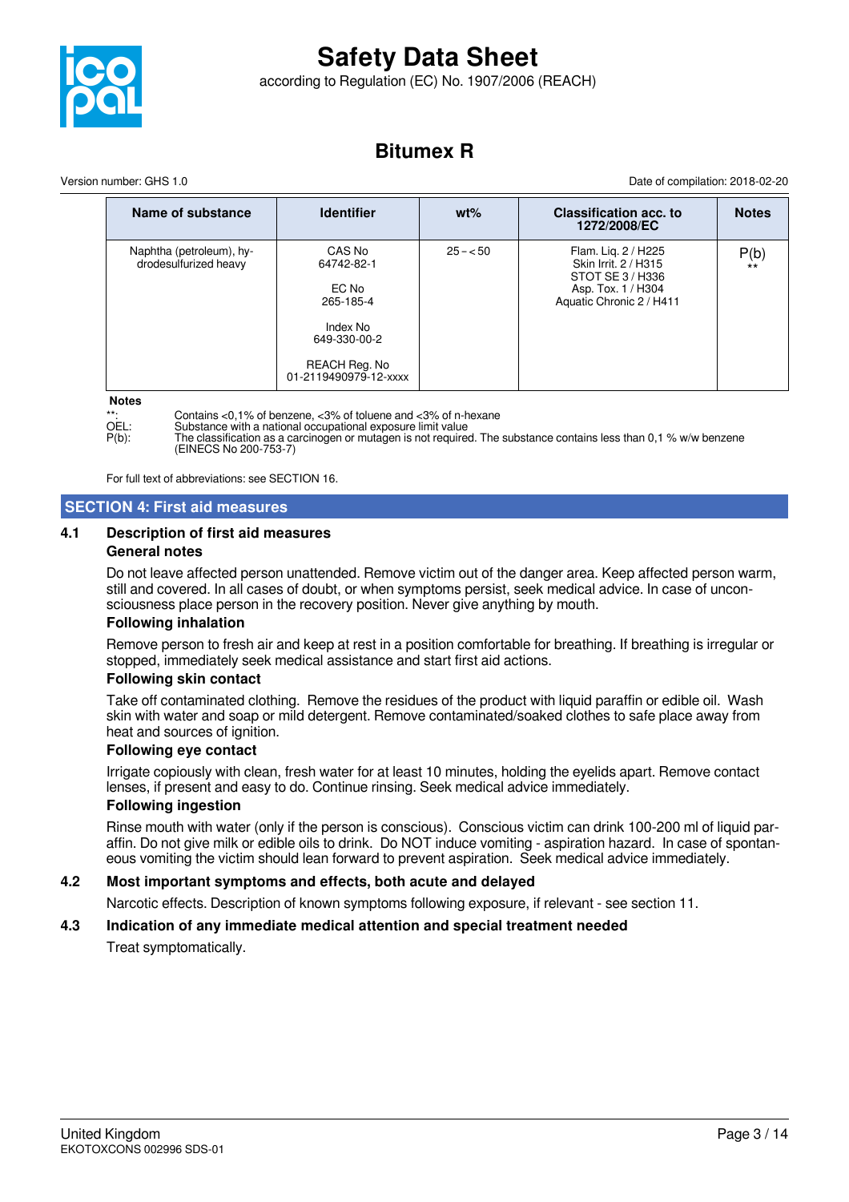| Name of substance | Identifier | wt% | Classification acc. to 1272/2008/EC | Notes |
|---|---|---|---|---|
| Naphtha (petroleum), hydrodesulfurized heavy | CAS No 64742-82-1<br><br>EC No 265-185-4<br><br>Index No 649-330-00-2<br><br>REACH Reg. No 01-2119490979-12-xxxx | 25 – < 50 | Flam. Liq. 2 / H225<br>Skin Irrit. 2 / H315<br>STOT SE 3 / H336<br>Asp. Tox. 1 / H304<br>Aquatic Chronic 2 / H411 | P(b)<br>** |

**Notes**

**: Contains <0,1% of benzene, <3% of toluene and <3% of n-hexane
OEL: Substance with a national occupational exposure limit value
P(b): The classification as a carcinogen or mutagen is not required. The substance contains less than 0,1 % w/w benzene (EINECS No 200-753-7)

For full text of abbreviations: see SECTION 16.

## SECTION 4: First aid measures

### 4.1 Description of first aid measures

**General notes**

Do not leave affected person unattended. Remove victim out of the danger area. Keep affected person warm, still and covered. In all cases of doubt, or when symptoms persist, seek medical advice. In case of unconsciousness place person in the recovery position. Never give anything by mouth.

**Following inhalation**

Remove person to fresh air and keep at rest in a position comfortable for breathing. If breathing is irregular or stopped, immediately seek medical assistance and start first aid actions.

**Following skin contact**

Take off contaminated clothing. Remove the residues of the product with liquid paraffin or edible oil. Wash skin with water and soap or mild detergent. Remove contaminated/soaked clothes to safe place away from heat and sources of ignition.

**Following eye contact**

Irrigate copiously with clean, fresh water for at least 10 minutes, holding the eyelids apart. Remove contact lenses, if present and easy to do. Continue rinsing. Seek medical advice immediately.

**Following ingestion**

Rinse mouth with water (only if the person is conscious). Conscious victim can drink 100-200 ml of liquid paraffin. Do not give milk or edible oils to drink. Do NOT induce vomiting - aspiration hazard. In case of spontaneous vomiting the victim should lean forward to prevent aspiration. Seek medical advice immediately.

### 4.2 Most important symptoms and effects, both acute and delayed

Narcotic effects. Description of known symptoms following exposure, if relevant - see section 11.

### 4.3 Indication of any immediate medical attention and special treatment needed

Treat symptomatically.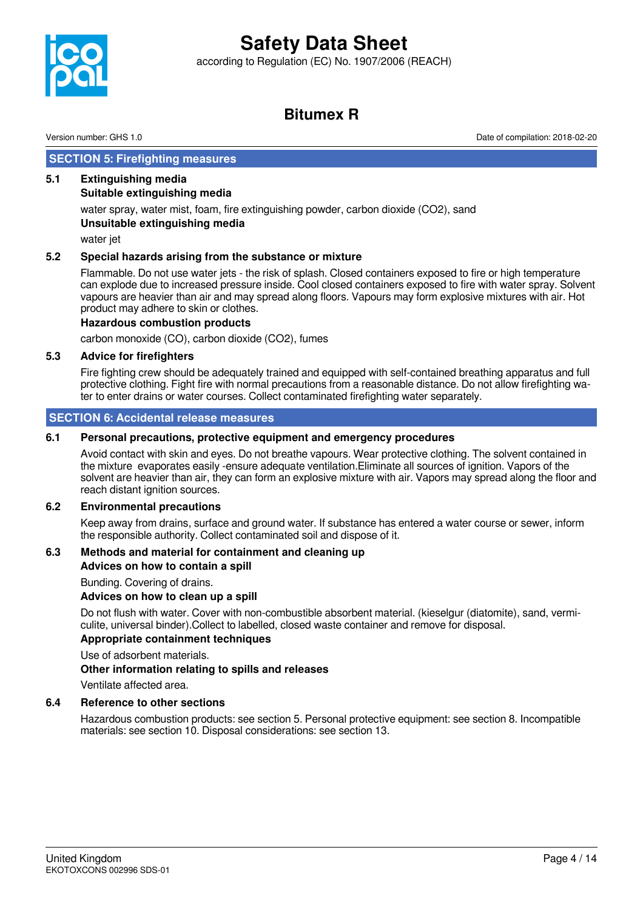## SECTION 5: Firefighting measures

### 5.1 Extinguishing media

**Suitable extinguishing media**

water spray, water mist, foam, fire extinguishing powder, carbon dioxide ($CO_2$), sand

**Unsuitable extinguishing media**

water jet

### 5.2 Special hazards arising from the substance or mixture

Flammable. Do not use water jets - the risk of splash. Closed containers exposed to fire or high temperature can explode due to increased pressure inside. Cool closed containers exposed to fire with water spray. Solvent vapours are heavier than air and may spread along floors. Vapours may form explosive mixtures with air. Hot product may adhere to skin or clothes.

**Hazardous combustion products**

carbon monoxide (CO), carbon dioxide ($CO_2$), fumes

### 5.3 Advice for firefighters

Fire fighting crew should be adequately trained and equipped with self-contained breathing apparatus and full protective clothing. Fight fire with normal precautions from a reasonable distance. Do not allow firefighting water to enter drains or water courses. Collect contaminated firefighting water separately.

## SECTION 6: Accidental release measures

### 6.1 Personal precautions, protective equipment and emergency procedures

Avoid contact with skin and eyes. Do not breathe vapours. Wear protective clothing. The solvent contained in the mixture evaporates easily -ensure adequate ventilation.Eliminate all sources of ignition. Vapors of the solvent are heavier than air, they can form an explosive mixture with air. Vapors may spread along the floor and reach distant ignition sources.

### 6.2 Environmental precautions

Keep away from drains, surface and ground water. If substance has entered a water course or sewer, inform the responsible authority. Collect contaminated soil and dispose of it.

### 6.3 Methods and material for containment and cleaning up

**Advices on how to contain a spill**

Bunding. Covering of drains.

**Advices on how to clean up a spill**

Do not flush with water. Cover with non-combustible absorbent material. (kieselgur (diatomite), sand, vermiculite, universal binder).Collect to labelled, closed waste container and remove for disposal.

**Appropriate containment techniques**

Use of adsorbent materials.

**Other information relating to spills and releases**

Ventilate affected area.

### 6.4 Reference to other sections

Hazardous combustion products: see section 5. Personal protective equipment: see section 8. Incompatible materials: see section 10. Disposal considerations: see section 13.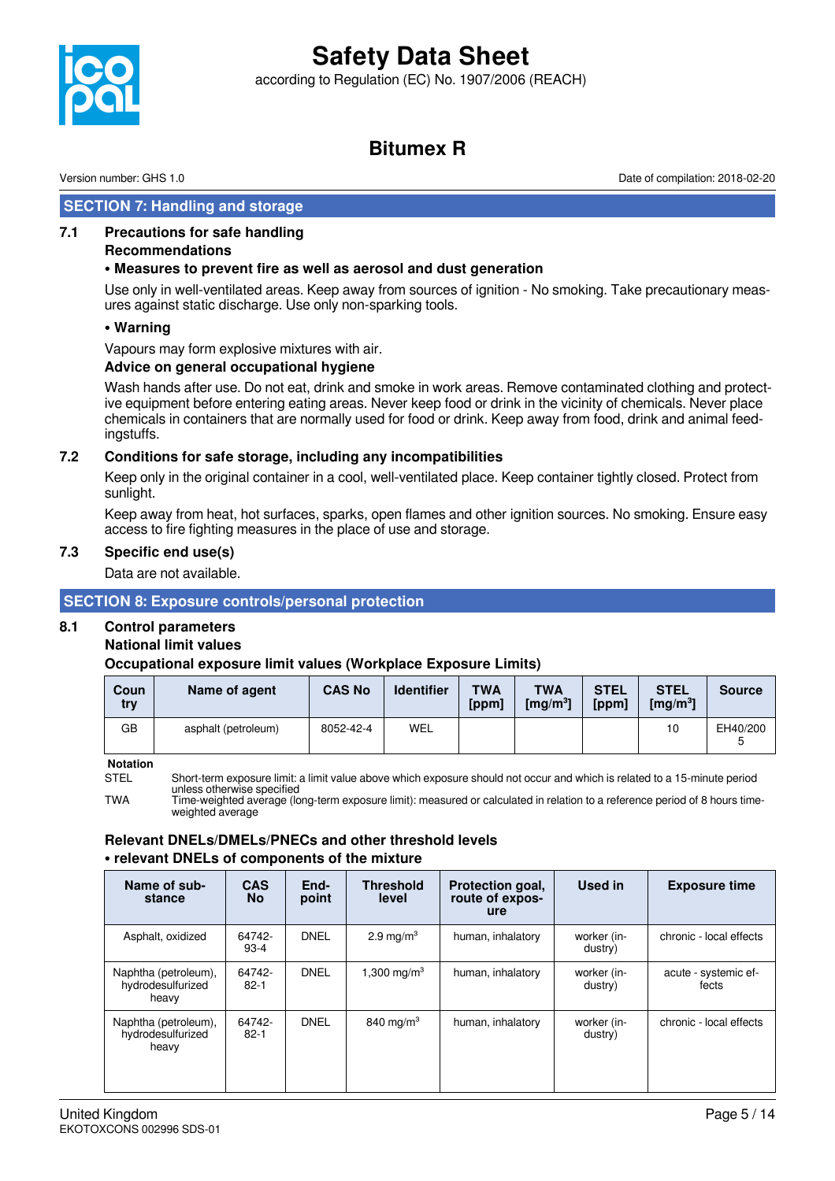## SECTION 7: Handling and storage

### 7.1 Precautions for safe handling

**Recommendations**

**• Measures to prevent fire as well as aerosol and dust generation**

Use only in well-ventilated areas. Keep away from sources of ignition - No smoking. Take precautionary measures against static discharge. Use only non-sparking tools.

**• Warning**

Vapours may form explosive mixtures with air.

**Advice on general occupational hygiene**

Wash hands after use. Do not eat, drink and smoke in work areas. Remove contaminated clothing and protective equipment before entering eating areas. Never keep food or drink in the vicinity of chemicals. Never place chemicals in containers that are normally used for food or drink. Keep away from food, drink and animal feedingstuffs.

### 7.2 Conditions for safe storage, including any incompatibilities

Keep only in the original container in a cool, well-ventilated place. Keep container tightly closed. Protect from sunlight.

Keep away from heat, hot surfaces, sparks, open flames and other ignition sources. No smoking. Ensure easy access to fire fighting measures in the place of use and storage.

### 7.3 Specific end use(s)

Data are not available.

## SECTION 8: Exposure controls/personal protection

### 8.1 Control parameters

**National limit values**

**Occupational exposure limit values (Workplace Exposure Limits)**

| Country | Name of agent | CAS No | Identifier | TWA [ppm] | TWA [mg/m³] | STEL [ppm] | STEL [mg/m³] | Source |
|---|---|---|---|---|---|---|---|---|
| GB | asphalt (petroleum) | 8052-42-4 | WEL | | | | 10 | EH40/2005 |

**Notation**

STEL — Short-term exposure limit: a limit value above which exposure should not occur and which is related to a 15-minute period unless otherwise specified

TWA — Time-weighted average (long-term exposure limit): measured or calculated in relation to a reference period of 8 hours time-weighted average

**Relevant DNELs/DMELs/PNECs and other threshold levels**

**• relevant DNELs of components of the mixture**

| Name of substance | CAS No | Endpoint | Threshold level | Protection goal, route of exposure | Used in | Exposure time |
|---|---|---|---|---|---|---|
| Asphalt, oxidized | 64742-93-4 | DNEL | 2.9 mg/m³ | human, inhalatory | worker (industry) | chronic - local effects |
| Naphtha (petroleum), hydrodesulfurized heavy | 64742-82-1 | DNEL | 1,300 mg/m³ | human, inhalatory | worker (industry) | acute - systemic effects |
| Naphtha (petroleum), hydrodesulfurized heavy | 64742-82-1 | DNEL | 840 mg/m³ | human, inhalatory | worker (industry) | chronic - local effects |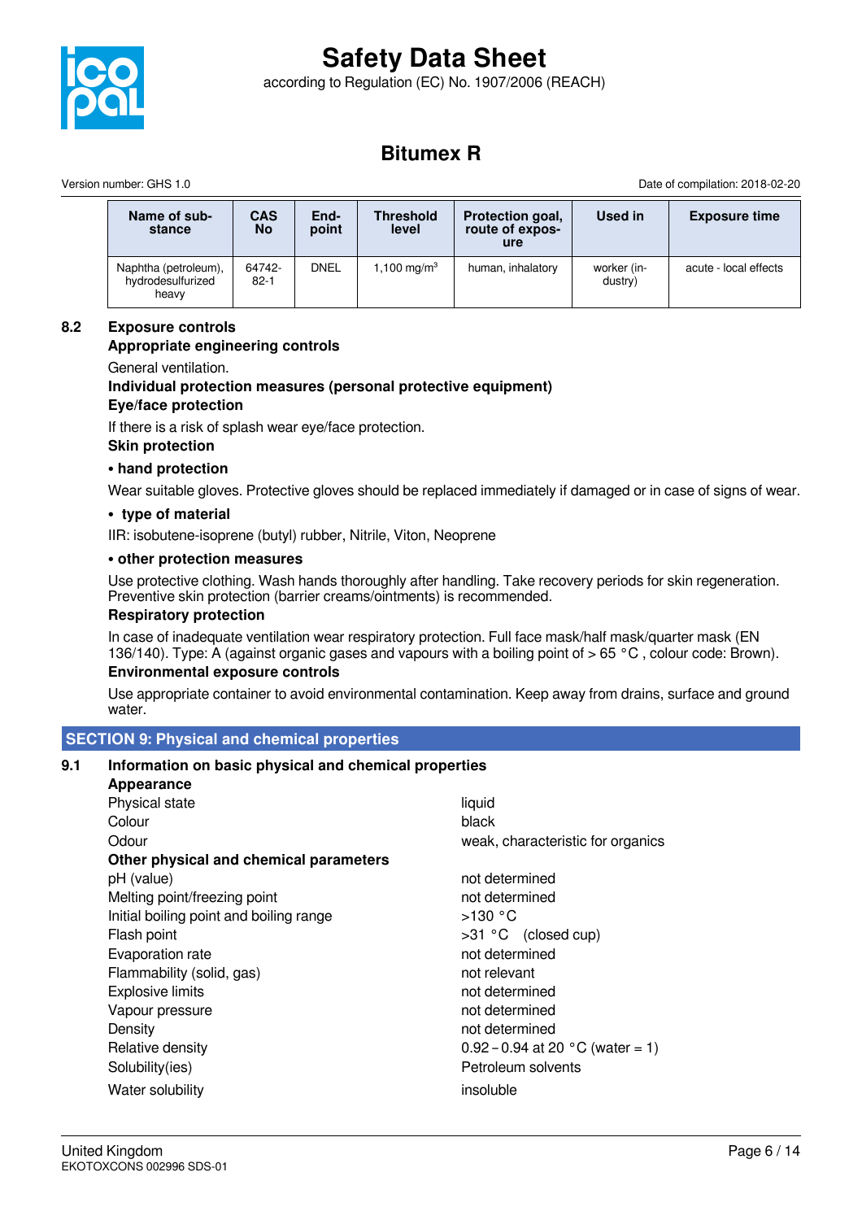| Name of substance | CAS No | End-point | Threshold level | Protection goal, route of exposure | Used in | Exposure time |
|---|---|---|---|---|---|---|
| Naphtha (petroleum), hydrodesulfurized heavy | 64742-82-1 | DNEL | 1,100 mg/m$^3$ | human, inhalatory | worker (industry) | acute - local effects |

### 8.2 Exposure controls

**Appropriate engineering controls**

General ventilation.

**Individual protection measures (personal protective equipment)**

**Eye/face protection**

If there is a risk of splash wear eye/face protection.

**Skin protection**

**• hand protection**

Wear suitable gloves. Protective gloves should be replaced immediately if damaged or in case of signs of wear.

**• type of material**

IIR: isobutene-isoprene (butyl) rubber, Nitrile, Viton, Neoprene

**• other protection measures**

Use protective clothing. Wash hands thoroughly after handling. Take recovery periods for skin regeneration. Preventive skin protection (barrier creams/ointments) is recommended.

**Respiratory protection**

In case of inadequate ventilation wear respiratory protection. Full face mask/half mask/quarter mask (EN 136/140). Type: A (against organic gases and vapours with a boiling point of > 65 °C , colour code: Brown).

**Environmental exposure controls**

Use appropriate container to avoid environmental contamination. Keep away from drains, surface and ground water.

## SECTION 9: Physical and chemical properties

### 9.1 Information on basic physical and chemical properties

**Appearance**

| | |
|---|---|
| Physical state | liquid |
| Colour | black |
| Odour | weak, characteristic for organics |

**Other physical and chemical parameters**

| | |
|---|---|
| pH (value) | not determined |
| Melting point/freezing point | not determined |
| Initial boiling point and boiling range | >130 °C |
| Flash point | >31 °C (closed cup) |
| Evaporation rate | not determined |
| Flammability (solid, gas) | not relevant |
| Explosive limits | not determined |
| Vapour pressure | not determined |
| Density | not determined |
| Relative density | 0.92 – 0.94 at 20 °C (water = 1) |
| Solubility(ies) | Petroleum solvents |
| Water solubility | insoluble |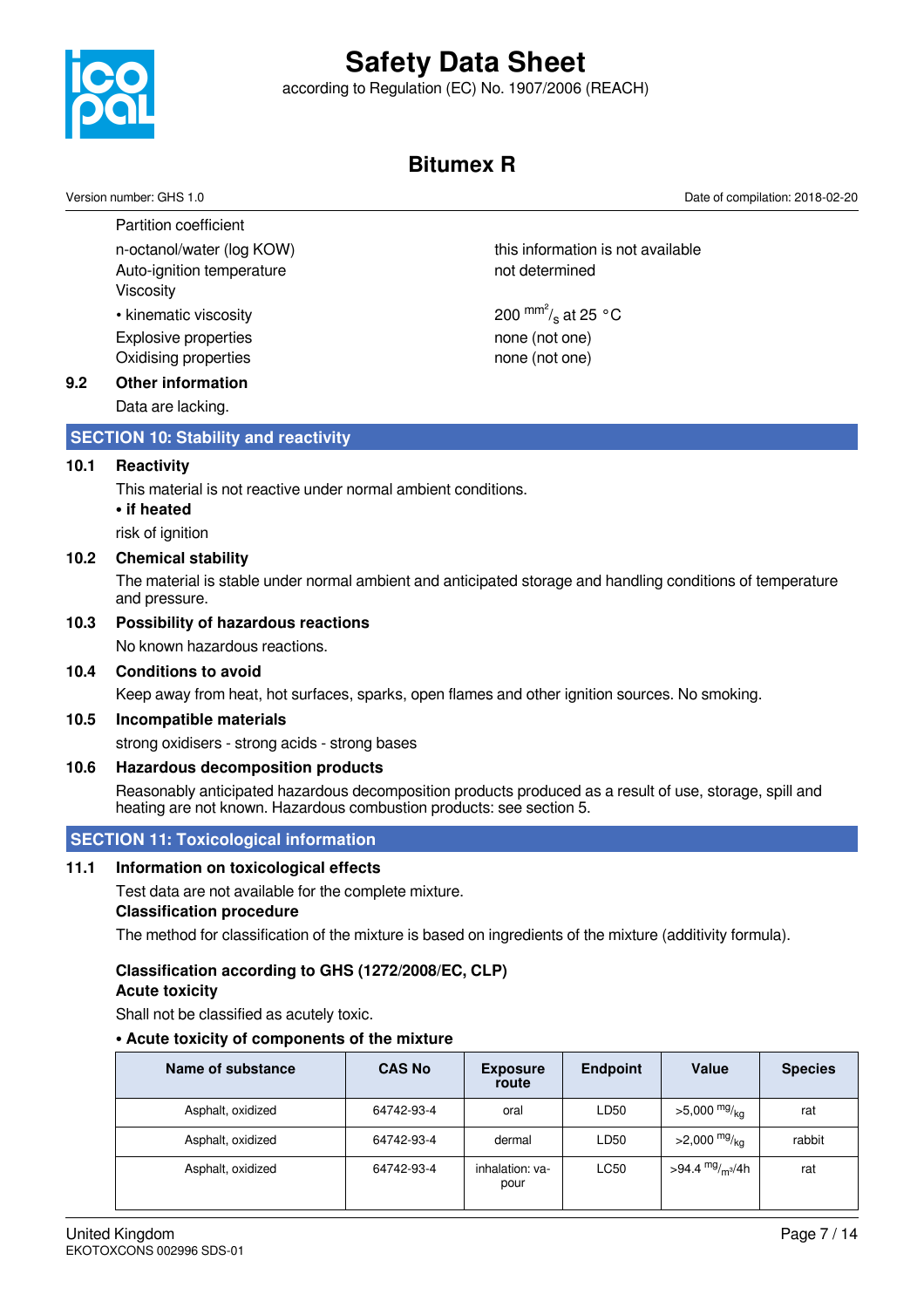Partition coefficient

| | |
|---|---|
| n-octanol/water (log KOW) | this information is not available |
| Auto-ignition temperature | not determined |
| Viscosity | |
| • kinematic viscosity | 200 $mm^2/_s$ at 25 °C |
| Explosive properties | none (not one) |
| Oxidising properties | none (not one) |

**9.2 Other information**

Data are lacking.

## SECTION 10: Stability and reactivity

**10.1 Reactivity**

This material is not reactive under normal ambient conditions.

**• if heated**

risk of ignition

**10.2 Chemical stability**

The material is stable under normal ambient and anticipated storage and handling conditions of temperature and pressure.

**10.3 Possibility of hazardous reactions**

No known hazardous reactions.

**10.4 Conditions to avoid**

Keep away from heat, hot surfaces, sparks, open flames and other ignition sources. No smoking.

**10.5 Incompatible materials**

strong oxidisers - strong acids - strong bases

**10.6 Hazardous decomposition products**

Reasonably anticipated hazardous decomposition products produced as a result of use, storage, spill and heating are not known. Hazardous combustion products: see section 5.

## SECTION 11: Toxicological information

**11.1 Information on toxicological effects**

Test data are not available for the complete mixture.

**Classification procedure**

The method for classification of the mixture is based on ingredients of the mixture (additivity formula).

**Classification according to GHS (1272/2008/EC, CLP)**

**Acute toxicity**

Shall not be classified as acutely toxic.

**• Acute toxicity of components of the mixture**

| Name of substance | CAS No | Exposure route | Endpoint | Value | Species |
|---|---|---|---|---|---|
| Asphalt, oxidized | 64742-93-4 | oral | LD50 | >5,000 $^{mg}/_{kg}$ | rat |
| Asphalt, oxidized | 64742-93-4 | dermal | LD50 | >2,000 $^{mg}/_{kg}$ | rabbit |
| Asphalt, oxidized | 64742-93-4 | inhalation: vapour | LC50 | >94.4 $^{mg}/_{m^3}$/4h | rat |

United Kingdom
EKOTOXCONS 002996 SDS-01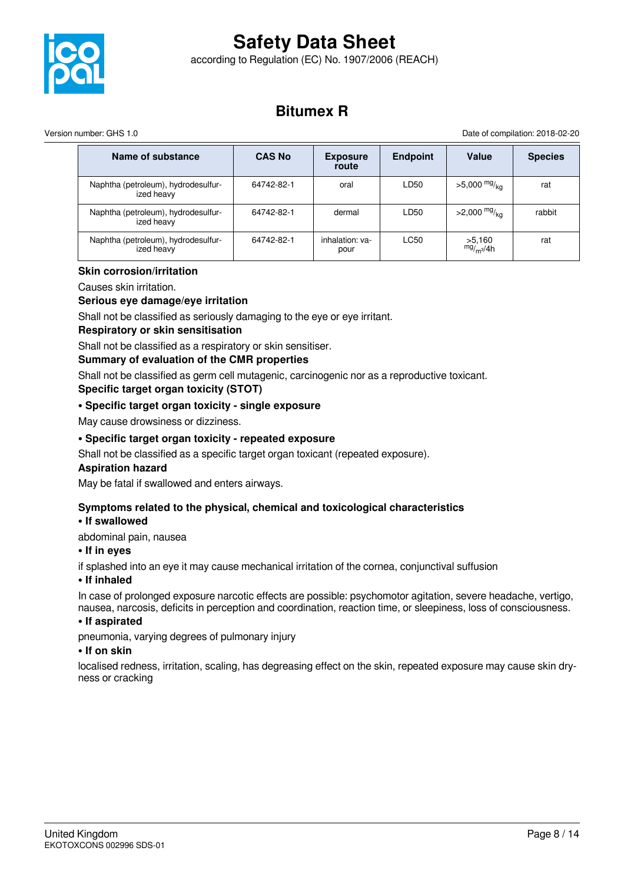| Name of substance | CAS No | Exposure route | Endpoint | Value | Species |
|---|---|---|---|---|---|
| Naphtha (petroleum), hydrodesulfurized heavy | 64742-82-1 | oral | LD50 | >5,000 $^{mg}/_{kg}$ | rat |
| Naphtha (petroleum), hydrodesulfurized heavy | 64742-82-1 | dermal | LD50 | >2,000 $^{mg}/_{kg}$ | rabbit |
| Naphtha (petroleum), hydrodesulfurized heavy | 64742-82-1 | inhalation: vapour | LC50 | >5,160 $^{mg}/_{m^3}$/4h | rat |

**Skin corrosion/irritation**

Causes skin irritation.

**Serious eye damage/eye irritation**

Shall not be classified as seriously damaging to the eye or eye irritant.

**Respiratory or skin sensitisation**

Shall not be classified as a respiratory or skin sensitiser.

**Summary of evaluation of the CMR properties**

Shall not be classified as germ cell mutagenic, carcinogenic nor as a reproductive toxicant.

**Specific target organ toxicity (STOT)**

**• Specific target organ toxicity - single exposure**

May cause drowsiness or dizziness.

**• Specific target organ toxicity - repeated exposure**

Shall not be classified as a specific target organ toxicant (repeated exposure).

**Aspiration hazard**

May be fatal if swallowed and enters airways.

**Symptoms related to the physical, chemical and toxicological characteristics**

**• If swallowed**

abdominal pain, nausea

**• If in eyes**

if splashed into an eye it may cause mechanical irritation of the cornea, conjunctival suffusion

**• If inhaled**

In case of prolonged exposure narcotic effects are possible: psychomotor agitation, severe headache, vertigo, nausea, narcosis, deficits in perception and coordination, reaction time, or sleepiness, loss of consciousness.

**• If aspirated**

pneumonia, varying degrees of pulmonary injury

**• If on skin**

localised redness, irritation, scaling, has degreasing effect on the skin, repeated exposure may cause skin dryness or cracking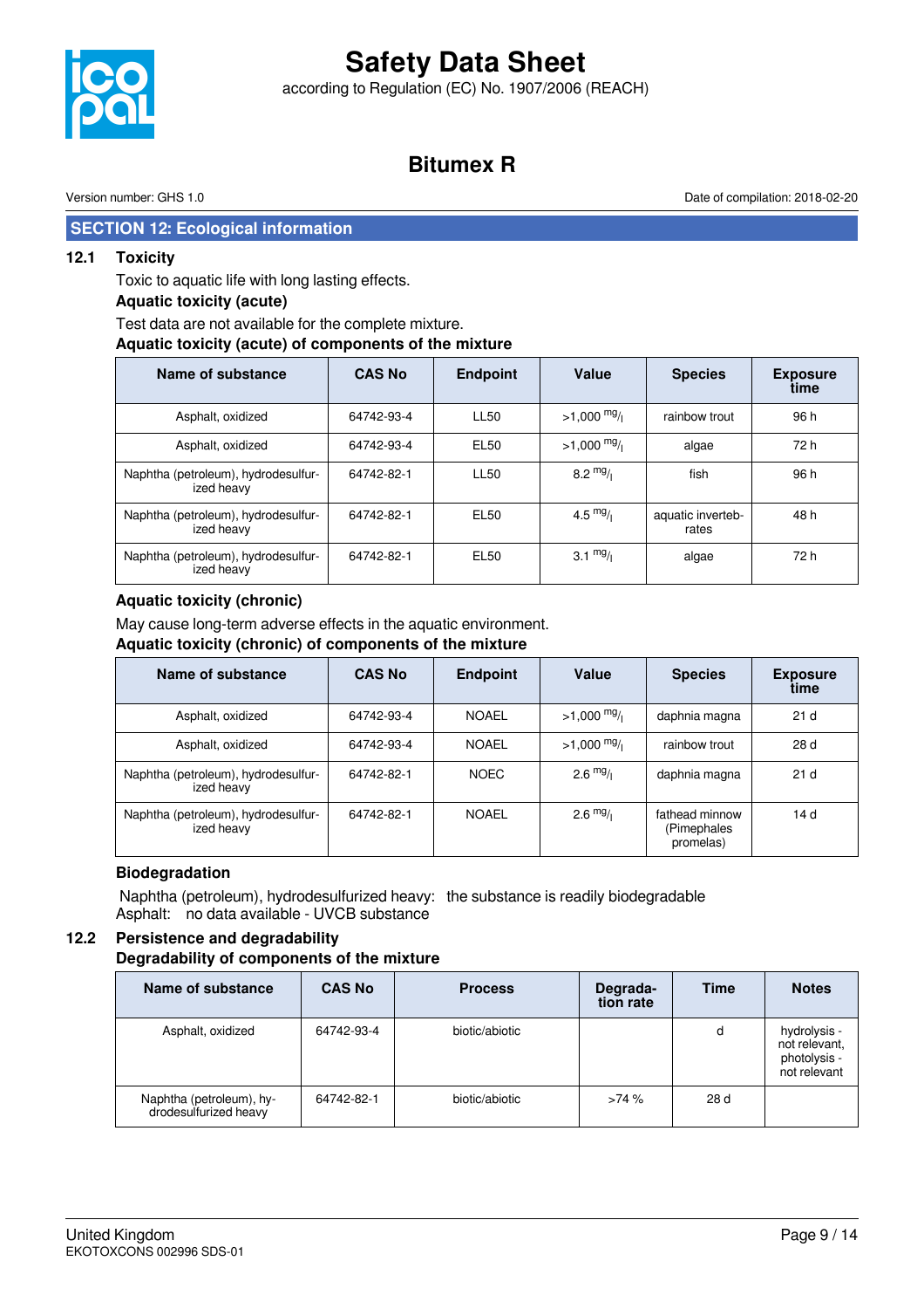## SECTION 12: Ecological information

### 12.1 Toxicity

Toxic to aquatic life with long lasting effects.

**Aquatic toxicity (acute)**

Test data are not available for the complete mixture.

**Aquatic toxicity (acute) of components of the mixture**

| Name of substance | CAS No | Endpoint | Value | Species | Exposure time |
|---|---|---|---|---|---|
| Asphalt, oxidized | 64742-93-4 | LL50 | >1,000 mg/l | rainbow trout | 96 h |
| Asphalt, oxidized | 64742-93-4 | EL50 | >1,000 mg/l | algae | 72 h |
| Naphtha (petroleum), hydrodesulfurized heavy | 64742-82-1 | LL50 | 8.2 mg/l | fish | 96 h |
| Naphtha (petroleum), hydrodesulfurized heavy | 64742-82-1 | EL50 | 4.5 mg/l | aquatic invertebrates | 48 h |
| Naphtha (petroleum), hydrodesulfurized heavy | 64742-82-1 | EL50 | 3.1 mg/l | algae | 72 h |

**Aquatic toxicity (chronic)**

May cause long-term adverse effects in the aquatic environment.

**Aquatic toxicity (chronic) of components of the mixture**

| Name of substance | CAS No | Endpoint | Value | Species | Exposure time |
|---|---|---|---|---|---|
| Asphalt, oxidized | 64742-93-4 | NOAEL | >1,000 mg/l | daphnia magna | 21 d |
| Asphalt, oxidized | 64742-93-4 | NOAEL | >1,000 mg/l | rainbow trout | 28 d |
| Naphtha (petroleum), hydrodesulfurized heavy | 64742-82-1 | NOEC | 2.6 mg/l | daphnia magna | 21 d |
| Naphtha (petroleum), hydrodesulfurized heavy | 64742-82-1 | NOAEL | 2.6 mg/l | fathead minnow (Pimephales promelas) | 14 d |

**Biodegradation**

Naphtha (petroleum), hydrodesulfurized heavy: the substance is readily biodegradable
Asphalt: no data available - UVCB substance

### 12.2 Persistence and degradability

**Degradability of components of the mixture**

| Name of substance | CAS No | Process | Degradation rate | Time | Notes |
|---|---|---|---|---|---|
| Asphalt, oxidized | 64742-93-4 | biotic/abiotic | | d | hydrolysis - not relevant, photolysis - not relevant |
| Naphtha (petroleum), hydrodesulfurized heavy | 64742-82-1 | biotic/abiotic | >74 % | 28 d | |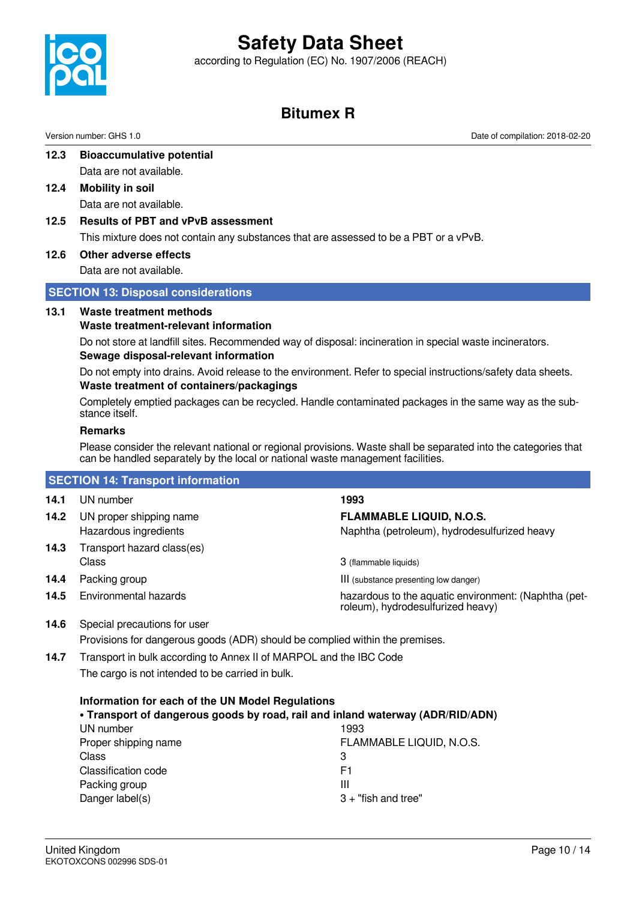### 12.3 Bioaccumulative potential

Data are not available.

### 12.4 Mobility in soil

Data are not available.

### 12.5 Results of PBT and vPvB assessment

This mixture does not contain any substances that are assessed to be a PBT or a vPvB.

### 12.6 Other adverse effects

Data are not available.

## SECTION 13: Disposal considerations

### 13.1 Waste treatment methods

**Waste treatment-relevant information**

Do not store at landfill sites. Recommended way of disposal: incineration in special waste incinerators.

**Sewage disposal-relevant information**

Do not empty into drains. Avoid release to the environment. Refer to special instructions/safety data sheets.

**Waste treatment of containers/packagings**

Completely emptied packages can be recycled. Handle contaminated packages in the same way as the substance itself.

**Remarks**

Please consider the relevant national or regional provisions. Waste shall be separated into the categories that can be handled separately by the local or national waste management facilities.

## SECTION 14: Transport information

| | | |
|---|---|---|
| 14.1 | UN number | **1993** |
| 14.2 | UN proper shipping name | **FLAMMABLE LIQUID, N.O.S.** |
| | Hazardous ingredients | Naphtha (petroleum), hydrodesulfurized heavy |
| 14.3 | Transport hazard class(es) | |
| | Class | 3 (flammable liquids) |
| 14.4 | Packing group | III (substance presenting low danger) |
| 14.5 | Environmental hazards | hazardous to the aquatic environment: (Naphtha (petroleum), hydrodesulfurized heavy) |

**14.6** Special precautions for user

Provisions for dangerous goods (ADR) should be complied within the premises.

**14.7** Transport in bulk according to Annex II of MARPOL and the IBC Code

The cargo is not intended to be carried in bulk.

**Information for each of the UN Model Regulations**

**• Transport of dangerous goods by road, rail and inland waterway (ADR/RID/ADN)**

| | |
|---|---|
| UN number | 1993 |
| Proper shipping name | FLAMMABLE LIQUID, N.O.S. |
| Class | 3 |
| Classification code | F1 |
| Packing group | III |
| Danger label(s) | 3 + "fish and tree" |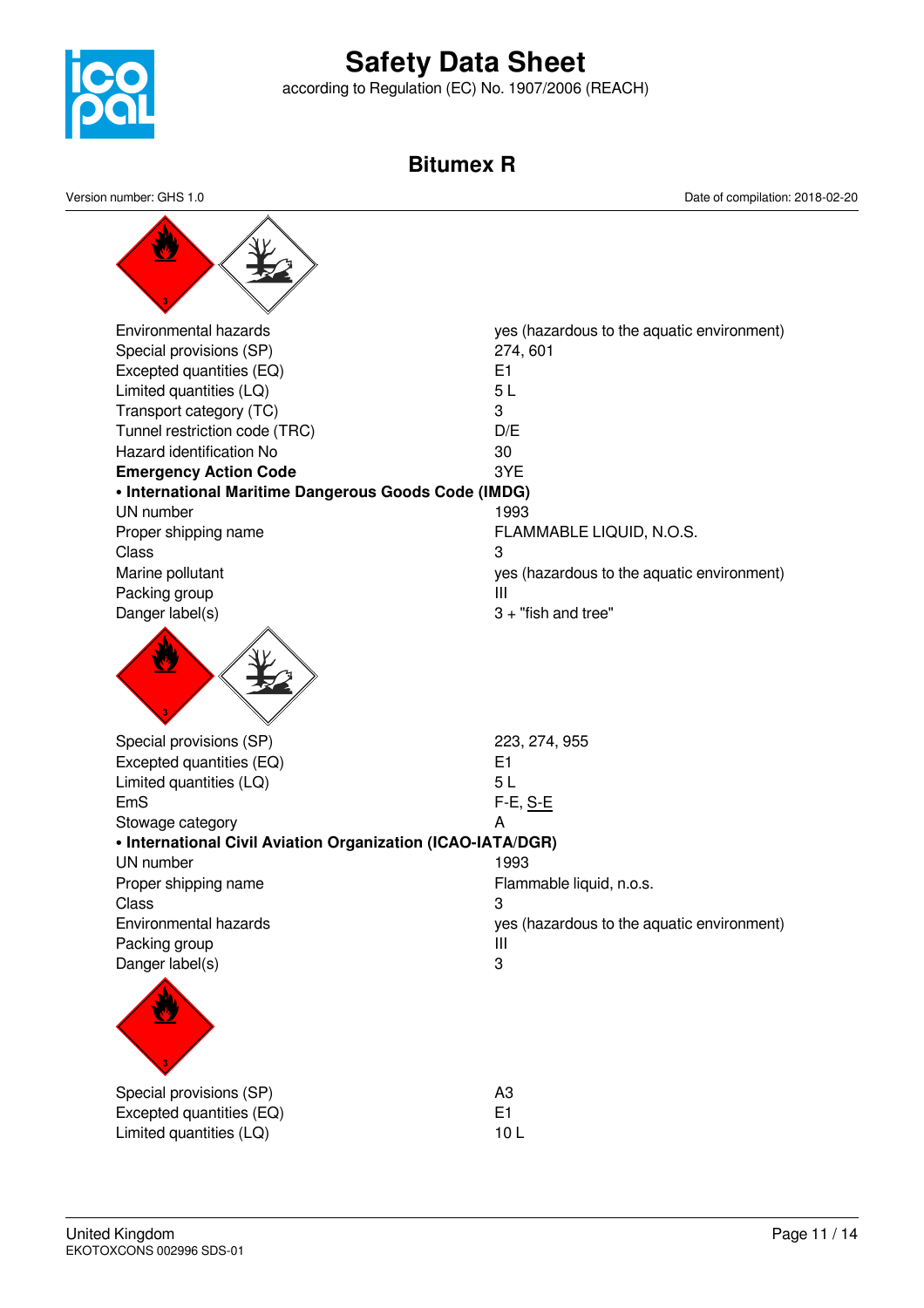| | |
|---|---|
| Environmental hazards | yes (hazardous to the aquatic environment) |
| Special provisions (SP) | 274, 601 |
| Excepted quantities (EQ) | E1 |
| Limited quantities (LQ) | 5 L |
| Transport category (TC) | 3 |
| Tunnel restriction code (TRC) | D/E |
| Hazard identification No | 30 |
| **Emergency Action Code** | 3YE |

**• International Maritime Dangerous Goods Code (IMDG)**

| | |
|---|---|
| UN number | 1993 |
| Proper shipping name | FLAMMABLE LIQUID, N.O.S. |
| Class | 3 |
| Marine pollutant | yes (hazardous to the aquatic environment) |
| Packing group | III |
| Danger label(s) | 3 + "fish and tree" |
| Special provisions (SP) | 223, 274, 955 |
| Excepted quantities (EQ) | E1 |
| Limited quantities (LQ) | 5 L |
| EmS | F-E, S-E |
| Stowage category | A |

**• International Civil Aviation Organization (ICAO-IATA/DGR)**

| | |
|---|---|
| UN number | 1993 |
| Proper shipping name | Flammable liquid, n.o.s. |
| Class | 3 |
| Environmental hazards | yes (hazardous to the aquatic environment) |
| Packing group | III |
| Danger label(s) | 3 |
| Special provisions (SP) | A3 |
| Excepted quantities (EQ) | E1 |
| Limited quantities (LQ) | 10 L |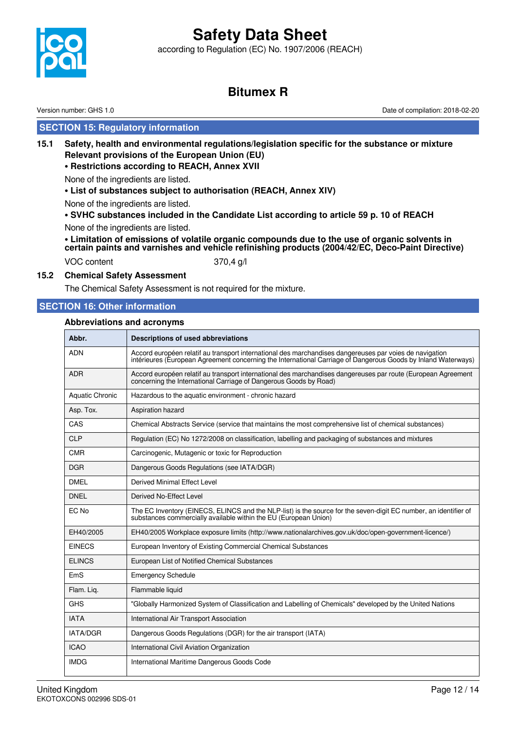## SECTION 15: Regulatory information

### 15.1 Safety, health and environmental regulations/legislation specific for the substance or mixture

**Relevant provisions of the European Union (EU)**

**• Restrictions according to REACH, Annex XVII**

None of the ingredients are listed.

**• List of substances subject to authorisation (REACH, Annex XIV)**

None of the ingredients are listed.

**• SVHC substances included in the Candidate List according to article 59 p. 10 of REACH**

None of the ingredients are listed.

**• Limitation of emissions of volatile organic compounds due to the use of organic solvents in certain paints and varnishes and vehicle refinishing products (2004/42/EC, Deco-Paint Directive)**

| | |
|---|---|
| VOC content | 370,4 g/l |

### 15.2 Chemical Safety Assessment

The Chemical Safety Assessment is not required for the mixture.

## SECTION 16: Other information

**Abbreviations and acronyms**

| Abbr. | Descriptions of used abbreviations |
|---|---|
| ADN | Accord européen relatif au transport international des marchandises dangereuses par voies de navigation intérieures (European Agreement concerning the International Carriage of Dangerous Goods by Inland Waterways) |
| ADR | Accord européen relatif au transport international des marchandises dangereuses par route (European Agreement concerning the International Carriage of Dangerous Goods by Road) |
| Aquatic Chronic | Hazardous to the aquatic environment - chronic hazard |
| Asp. Tox. | Aspiration hazard |
| CAS | Chemical Abstracts Service (service that maintains the most comprehensive list of chemical substances) |
| CLP | Regulation (EC) No 1272/2008 on classification, labelling and packaging of substances and mixtures |
| CMR | Carcinogenic, Mutagenic or toxic for Reproduction |
| DGR | Dangerous Goods Regulations (see IATA/DGR) |
| DMEL | Derived Minimal Effect Level |
| DNEL | Derived No-Effect Level |
| EC No | The EC Inventory (EINECS, ELINCS and the NLP-list) is the source for the seven-digit EC number, an identifier of substances commercially available within the EU (European Union) |
| EH40/2005 | EH40/2005 Workplace exposure limits (http://www.nationalarchives.gov.uk/doc/open-government-licence/) |
| EINECS | European Inventory of Existing Commercial Chemical Substances |
| ELINCS | European List of Notified Chemical Substances |
| EmS | Emergency Schedule |
| Flam. Liq. | Flammable liquid |
| GHS | "Globally Harmonized System of Classification and Labelling of Chemicals" developed by the United Nations |
| IATA | International Air Transport Association |
| IATA/DGR | Dangerous Goods Regulations (DGR) for the air transport (IATA) |
| ICAO | International Civil Aviation Organization |
| IMDG | International Maritime Dangerous Goods Code |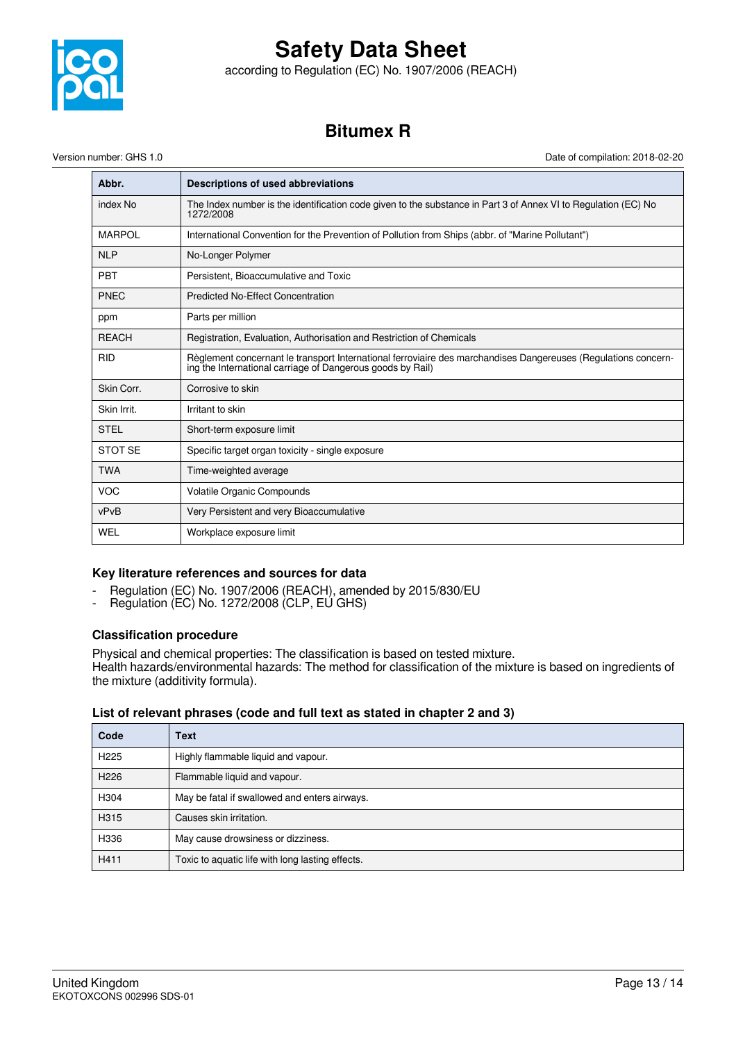| Abbr. | Descriptions of used abbreviations |
|---|---|
| index No | The Index number is the identification code given to the substance in Part 3 of Annex VI to Regulation (EC) No 1272/2008 |
| MARPOL | International Convention for the Prevention of Pollution from Ships (abbr. of "Marine Pollutant") |
| NLP | No-Longer Polymer |
| PBT | Persistent, Bioaccumulative and Toxic |
| PNEC | Predicted No-Effect Concentration |
| ppm | Parts per million |
| REACH | Registration, Evaluation, Authorisation and Restriction of Chemicals |
| RID | Règlement concernant le transport International ferroviaire des marchandises Dangereuses (Regulations concerning the International carriage of Dangerous goods by Rail) |
| Skin Corr. | Corrosive to skin |
| Skin Irrit. | Irritant to skin |
| STEL | Short-term exposure limit |
| STOT SE | Specific target organ toxicity - single exposure |
| TWA | Time-weighted average |
| VOC | Volatile Organic Compounds |
| vPvB | Very Persistent and very Bioaccumulative |
| WEL | Workplace exposure limit |

### Key literature references and sources for data

- Regulation (EC) No. 1907/2006 (REACH), amended by 2015/830/EU
- Regulation (EC) No. 1272/2008 (CLP, EU GHS)

### Classification procedure

Physical and chemical properties: The classification is based on tested mixture.
Health hazards/environmental hazards: The method for classification of the mixture is based on ingredients of the mixture (additivity formula).

### List of relevant phrases (code and full text as stated in chapter 2 and 3)

| Code | Text |
|---|---|
| H225 | Highly flammable liquid and vapour. |
| H226 | Flammable liquid and vapour. |
| H304 | May be fatal if swallowed and enters airways. |
| H315 | Causes skin irritation. |
| H336 | May cause drowsiness or dizziness. |
| H411 | Toxic to aquatic life with long lasting effects. |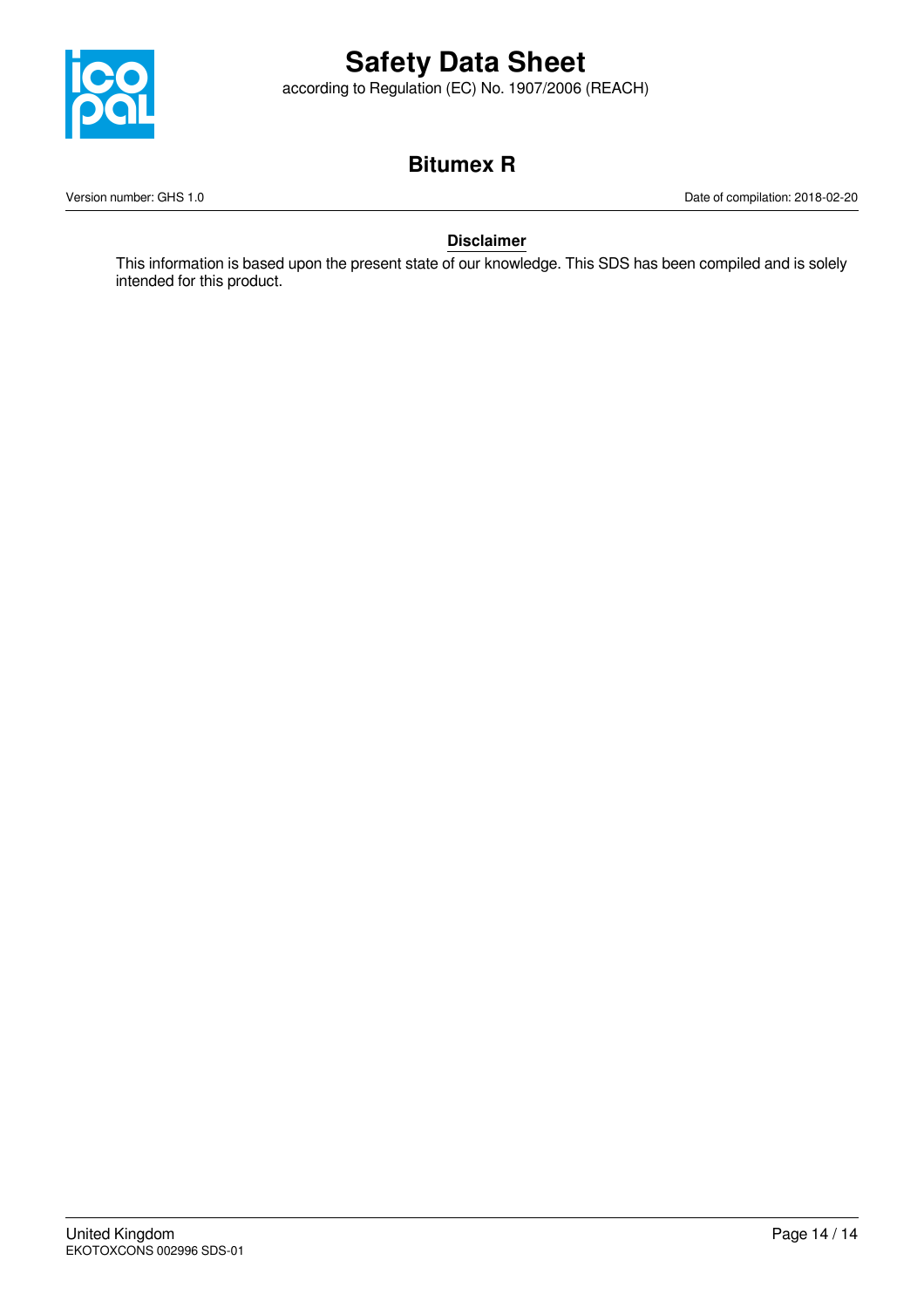## Disclaimer

This information is based upon the present state of our knowledge. This SDS has been compiled and is solely intended for this product.